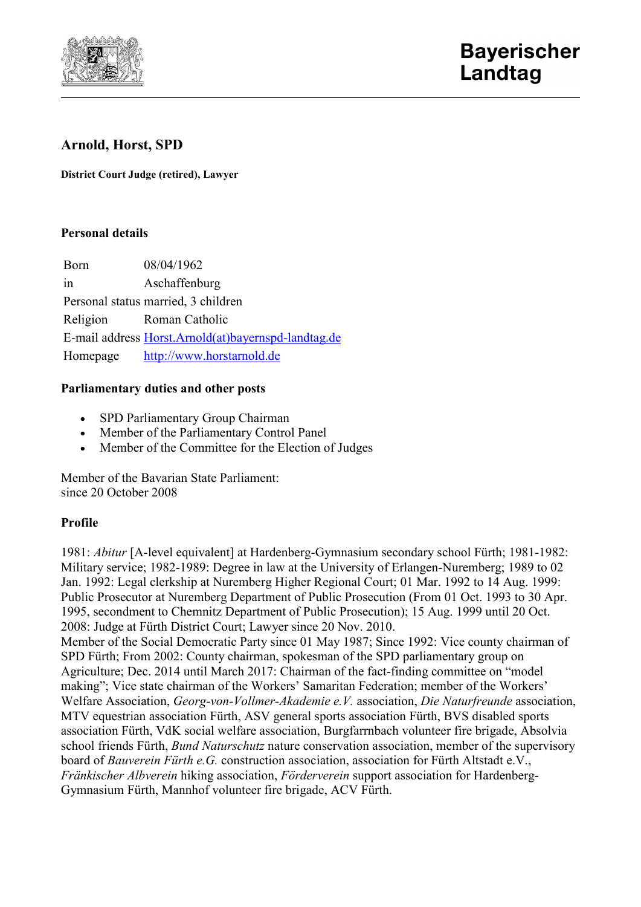Bayerischer Landtag

# Arnold, Horst, SPD

**District Court Judge (retired), Lawyer**

## Personal details

| | |
|---|---|
| Born | 08/04/1962 |
| in | Aschaffenburg |
| Personal status | married, 3 children |
| Religion | Roman Catholic |
| E-mail address | Horst.Arnold(at)bayernspd-landtag.de |
| Homepage | http://www.horstarnold.de |

## Parliamentary duties and other posts

- SPD Parliamentary Group Chairman
- Member of the Parliamentary Control Panel
- Member of the Committee for the Election of Judges

Member of the Bavarian State Parliament:
since 20 October 2008

## Profile

1981: *Abitur* [A-level equivalent] at Hardenberg-Gymnasium secondary school Fürth; 1981-1982: Military service; 1982-1989: Degree in law at the University of Erlangen-Nuremberg; 1989 to 02 Jan. 1992: Legal clerkship at Nuremberg Higher Regional Court; 01 Mar. 1992 to 14 Aug. 1999: Public Prosecutor at Nuremberg Department of Public Prosecution (From 01 Oct. 1993 to 30 Apr. 1995, secondment to Chemnitz Department of Public Prosecution); 15 Aug. 1999 until 20 Oct. 2008: Judge at Fürth District Court; Lawyer since 20 Nov. 2010.
Member of the Social Democratic Party since 01 May 1987; Since 1992: Vice county chairman of SPD Fürth; From 2002: County chairman, spokesman of the SPD parliamentary group on Agriculture; Dec. 2014 until March 2017: Chairman of the fact-finding committee on "model making"; Vice state chairman of the Workers' Samaritan Federation; member of the Workers' Welfare Association, *Georg-von-Vollmer-Akademie e.V.* association, *Die Naturfreunde* association, MTV equestrian association Fürth, ASV general sports association Fürth, BVS disabled sports association Fürth, VdK social welfare association, Burgfarrnbach volunteer fire brigade, Absolvia school friends Fürth, *Bund Naturschutz* nature conservation association, member of the supervisory board of *Bauverein Fürth e.G.* construction association, association for Fürth Altstadt e.V., *Fränkischer Albverein* hiking association, *Förderverein* support association for Hardenberg-Gymnasium Fürth, Mannhof volunteer fire brigade, ACV Fürth.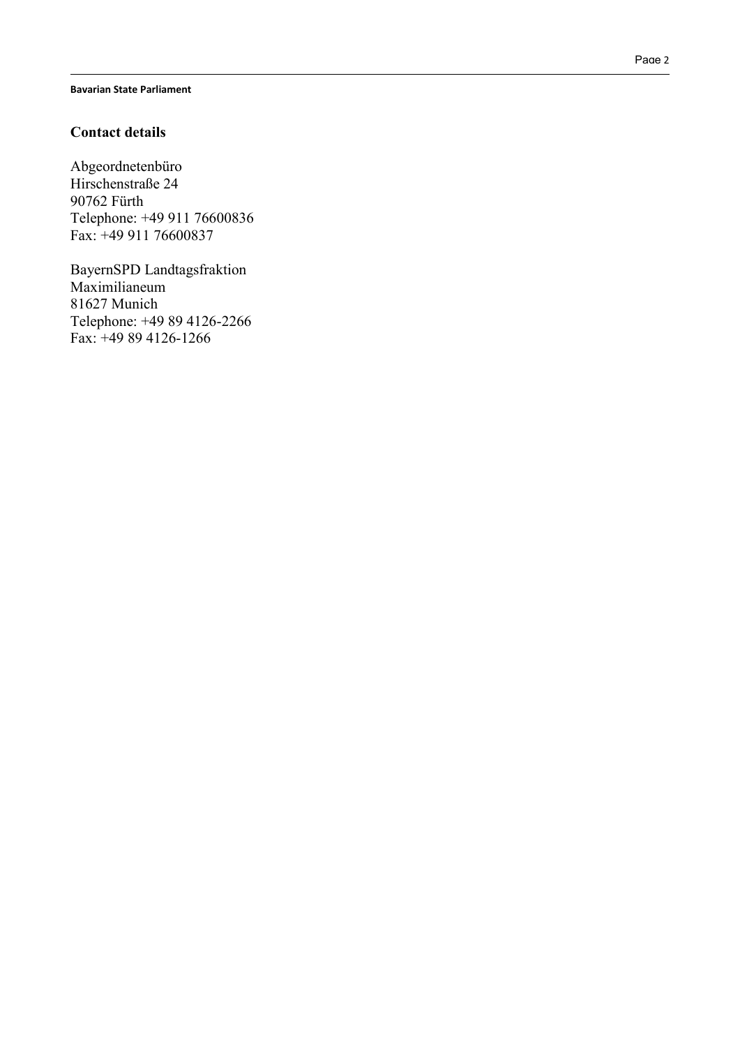## Contact details

Abgeordnetenbüro
Hirschenstraße 24
90762 Fürth
Telephone: +49 911 76600836
Fax: +49 911 76600837

BayernSPD Landtagsfraktion
Maximilianeum
81627 Munich
Telephone: +49 89 4126-2266
Fax: +49 89 4126-1266